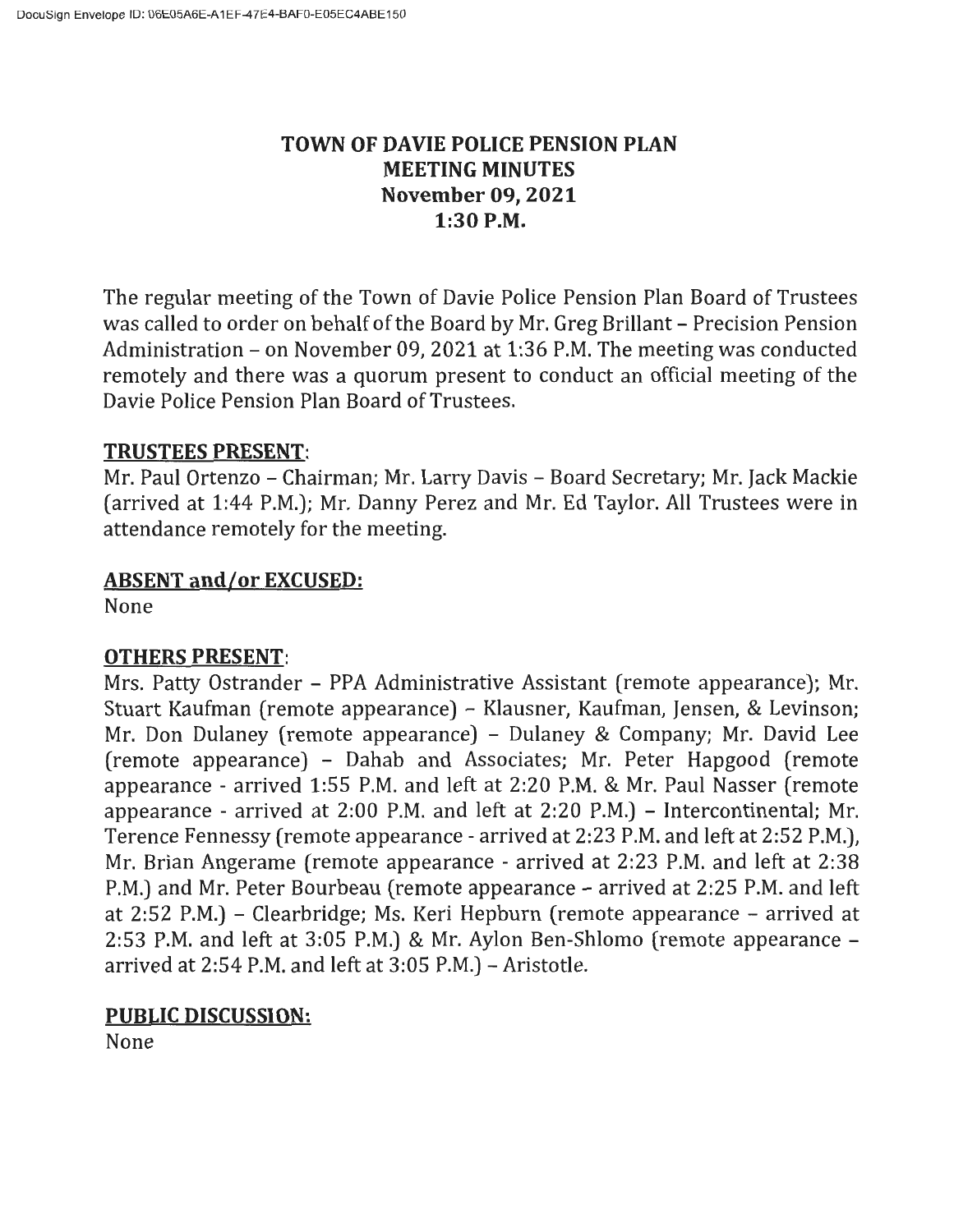# TOWN OF DAVIE POLICE PENSION PLAN
## MEETING MINUTES
## November 09, 2021
## 1:30 P.M.

The regular meeting of the Town of Davie Police Pension Plan Board of Trustees was called to order on behalf of the Board by Mr. Greg Brillant – Precision Pension Administration – on November 09, 2021 at 1:36 P.M. The meeting was conducted remotely and there was a quorum present to conduct an official meeting of the Davie Police Pension Plan Board of Trustees.

**TRUSTEES PRESENT:**

Mr. Paul Ortenzo – Chairman; Mr. Larry Davis – Board Secretary; Mr. Jack Mackie (arrived at 1:44 P.M.); Mr. Danny Perez and Mr. Ed Taylor. All Trustees were in attendance remotely for the meeting.

**ABSENT and/or EXCUSED:**

None

**OTHERS PRESENT:**

Mrs. Patty Ostrander – PPA Administrative Assistant (remote appearance); Mr. Stuart Kaufman (remote appearance) – Klausner, Kaufman, Jensen, & Levinson; Mr. Don Dulaney (remote appearance) – Dulaney & Company; Mr. David Lee (remote appearance) – Dahab and Associates; Mr. Peter Hapgood (remote appearance - arrived 1:55 P.M. and left at 2:20 P.M. & Mr. Paul Nasser (remote appearance - arrived at 2:00 P.M. and left at 2:20 P.M.) – Intercontinental; Mr. Terence Fennessy (remote appearance - arrived at 2:23 P.M. and left at 2:52 P.M.), Mr. Brian Angerame (remote appearance - arrived at 2:23 P.M. and left at 2:38 P.M.) and Mr. Peter Bourbeau (remote appearance – arrived at 2:25 P.M. and left at 2:52 P.M.) – Clearbridge; Ms. Keri Hepburn (remote appearance – arrived at 2:53 P.M. and left at 3:05 P.M.) & Mr. Aylon Ben-Shlomo (remote appearance – arrived at 2:54 P.M. and left at 3:05 P.M.) – Aristotle.

**PUBLIC DISCUSSION:**

None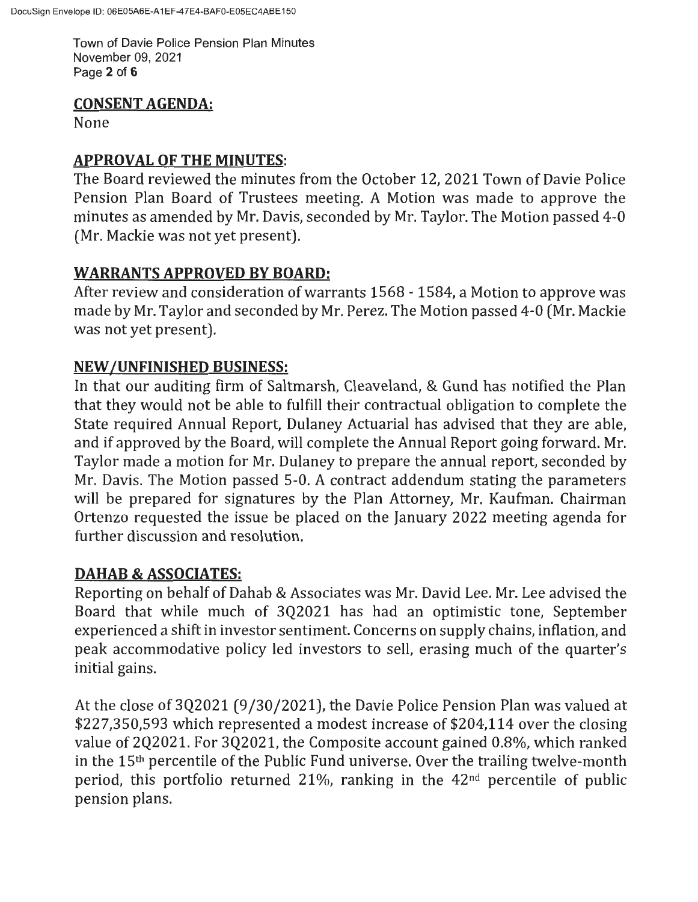## CONSENT AGENDA:

None

## APPROVAL OF THE MINUTES:

The Board reviewed the minutes from the October 12, 2021 Town of Davie Police Pension Plan Board of Trustees meeting. A Motion was made to approve the minutes as amended by Mr. Davis, seconded by Mr. Taylor. The Motion passed 4-0 (Mr. Mackie was not yet present).

## WARRANTS APPROVED BY BOARD:

After review and consideration of warrants 1568 - 1584, a Motion to approve was made by Mr. Taylor and seconded by Mr. Perez. The Motion passed 4-0 (Mr. Mackie was not yet present).

## NEW/UNFINISHED BUSINESS:

In that our auditing firm of Saltmarsh, Cleaveland, & Gund has notified the Plan that they would not be able to fulfill their contractual obligation to complete the State required Annual Report, Dulaney Actuarial has advised that they are able, and if approved by the Board, will complete the Annual Report going forward. Mr. Taylor made a motion for Mr. Dulaney to prepare the annual report, seconded by Mr. Davis. The Motion passed 5-0. A contract addendum stating the parameters will be prepared for signatures by the Plan Attorney, Mr. Kaufman. Chairman Ortenzo requested the issue be placed on the January 2022 meeting agenda for further discussion and resolution.

## DAHAB & ASSOCIATES:

Reporting on behalf of Dahab & Associates was Mr. David Lee. Mr. Lee advised the Board that while much of 3Q2021 has had an optimistic tone, September experienced a shift in investor sentiment. Concerns on supply chains, inflation, and peak accommodative policy led investors to sell, erasing much of the quarter's initial gains.

At the close of 3Q2021 (9/30/2021), the Davie Police Pension Plan was valued at $227,350,593 which represented a modest increase of $204,114 over the closing value of 2Q2021. For 3Q2021, the Composite account gained 0.8%, which ranked in the 15th percentile of the Public Fund universe. Over the trailing twelve-month period, this portfolio returned 21%, ranking in the 42nd percentile of public pension plans.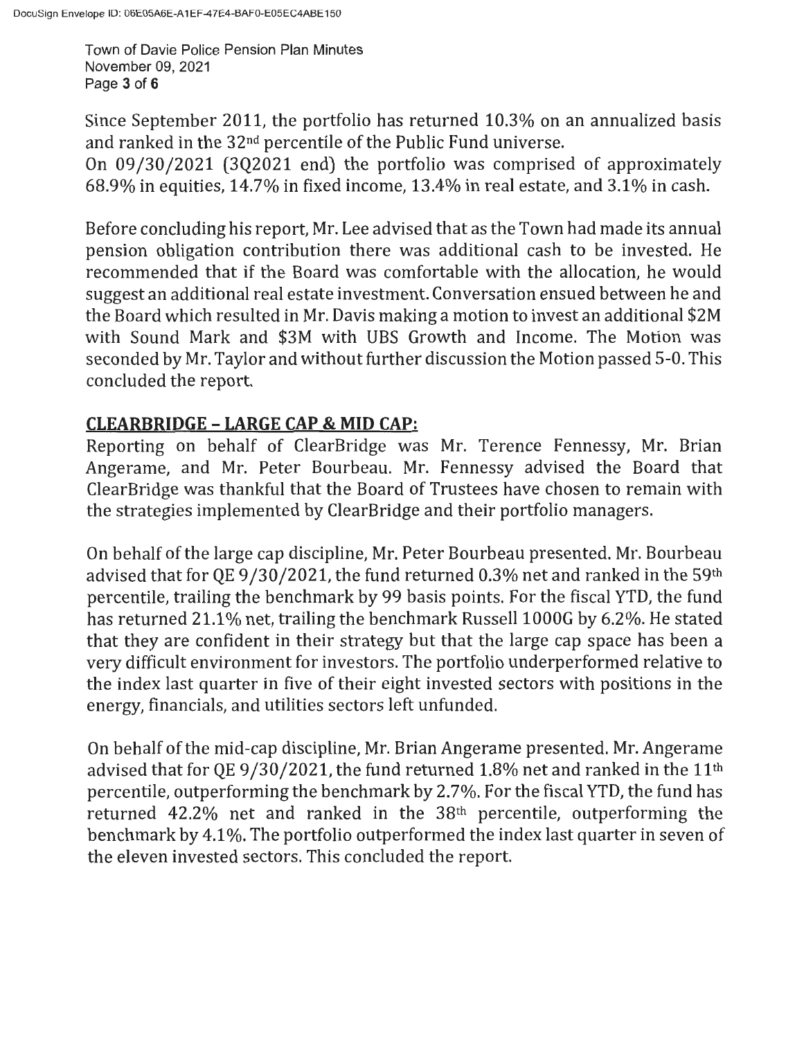Since September 2011, the portfolio has returned 10.3% on an annualized basis and ranked in the 32nd percentile of the Public Fund universe.
On 09/30/2021 (3Q2021 end) the portfolio was comprised of approximately 68.9% in equities, 14.7% in fixed income, 13.4% in real estate, and 3.1% in cash.

Before concluding his report, Mr. Lee advised that as the Town had made its annual pension obligation contribution there was additional cash to be invested. He recommended that if the Board was comfortable with the allocation, he would suggest an additional real estate investment. Conversation ensued between he and the Board which resulted in Mr. Davis making a motion to invest an additional $2M with Sound Mark and $3M with UBS Growth and Income. The Motion was seconded by Mr. Taylor and without further discussion the Motion passed 5-0. This concluded the report.

## CLEARBRIDGE – LARGE CAP & MID CAP:

Reporting on behalf of ClearBridge was Mr. Terence Fennessy, Mr. Brian Angerame, and Mr. Peter Bourbeau. Mr. Fennessy advised the Board that ClearBridge was thankful that the Board of Trustees have chosen to remain with the strategies implemented by ClearBridge and their portfolio managers.

On behalf of the large cap discipline, Mr. Peter Bourbeau presented. Mr. Bourbeau advised that for QE 9/30/2021, the fund returned 0.3% net and ranked in the 59th percentile, trailing the benchmark by 99 basis points. For the fiscal YTD, the fund has returned 21.1% net, trailing the benchmark Russell 1000G by 6.2%. He stated that they are confident in their strategy but that the large cap space has been a very difficult environment for investors. The portfolio underperformed relative to the index last quarter in five of their eight invested sectors with positions in the energy, financials, and utilities sectors left unfunded.

On behalf of the mid-cap discipline, Mr. Brian Angerame presented. Mr. Angerame advised that for QE 9/30/2021, the fund returned 1.8% net and ranked in the 11th percentile, outperforming the benchmark by 2.7%. For the fiscal YTD, the fund has returned 42.2% net and ranked in the 38th percentile, outperforming the benchmark by 4.1%. The portfolio outperformed the index last quarter in seven of the eleven invested sectors. This concluded the report.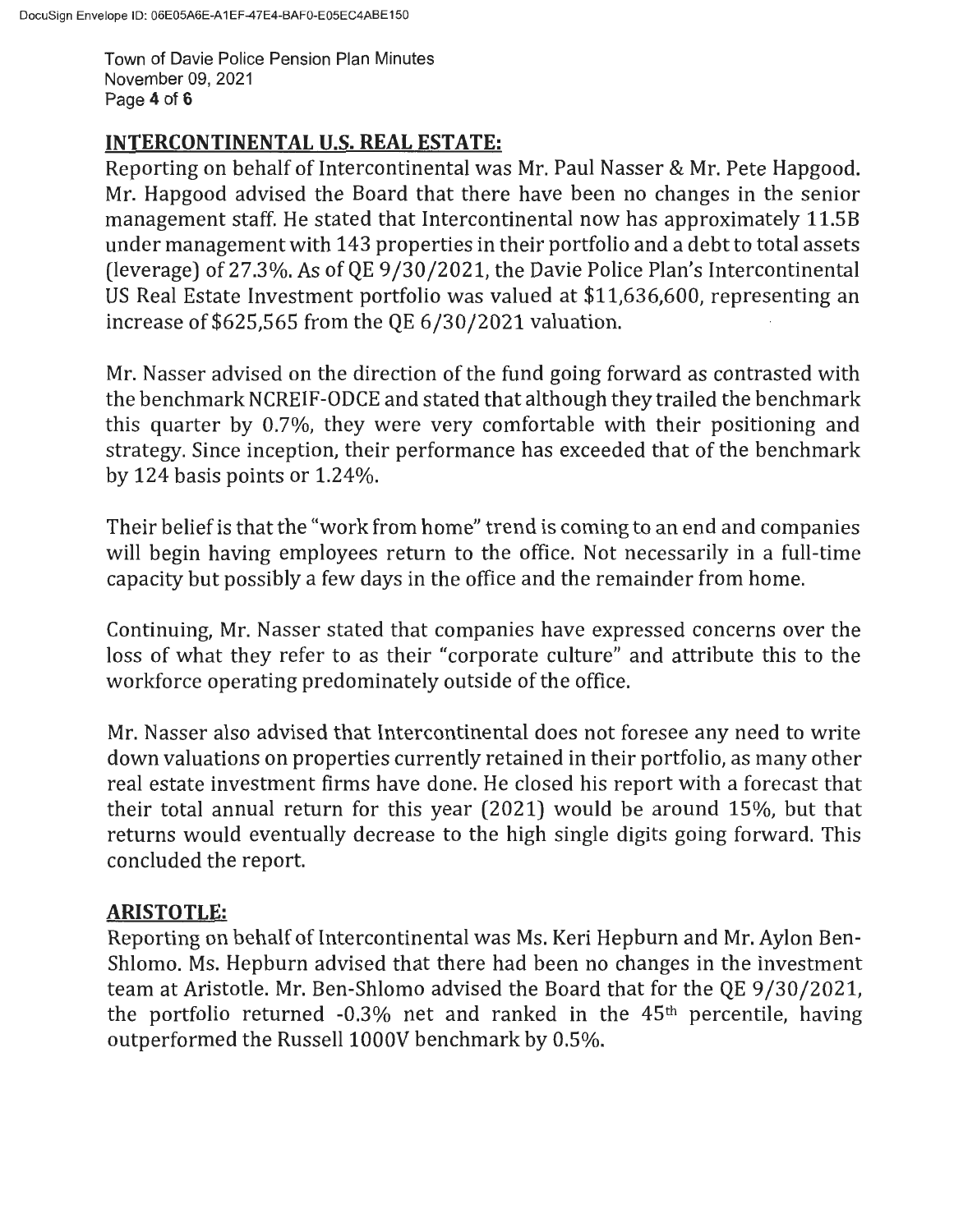## INTERCONTINENTAL U.S. REAL ESTATE:

Reporting on behalf of Intercontinental was Mr. Paul Nasser & Mr. Pete Hapgood. Mr. Hapgood advised the Board that there have been no changes in the senior management staff. He stated that Intercontinental now has approximately 11.5B under management with 143 properties in their portfolio and a debt to total assets (leverage) of 27.3%. As of QE 9/30/2021, the Davie Police Plan's Intercontinental US Real Estate Investment portfolio was valued at $11,636,600, representing an increase of $625,565 from the QE 6/30/2021 valuation.

Mr. Nasser advised on the direction of the fund going forward as contrasted with the benchmark NCREIF-ODCE and stated that although they trailed the benchmark this quarter by 0.7%, they were very comfortable with their positioning and strategy. Since inception, their performance has exceeded that of the benchmark by 124 basis points or 1.24%.

Their belief is that the "work from home" trend is coming to an end and companies will begin having employees return to the office. Not necessarily in a full-time capacity but possibly a few days in the office and the remainder from home.

Continuing, Mr. Nasser stated that companies have expressed concerns over the loss of what they refer to as their "corporate culture" and attribute this to the workforce operating predominately outside of the office.

Mr. Nasser also advised that Intercontinental does not foresee any need to write down valuations on properties currently retained in their portfolio, as many other real estate investment firms have done. He closed his report with a forecast that their total annual return for this year (2021) would be around 15%, but that returns would eventually decrease to the high single digits going forward. This concluded the report.

## ARISTOTLE:

Reporting on behalf of Intercontinental was Ms. Keri Hepburn and Mr. Aylon Ben-Shlomo. Ms. Hepburn advised that there had been no changes in the investment team at Aristotle. Mr. Ben-Shlomo advised the Board that for the QE 9/30/2021, the portfolio returned -0.3% net and ranked in the 45th percentile, having outperformed the Russell 1000V benchmark by 0.5%.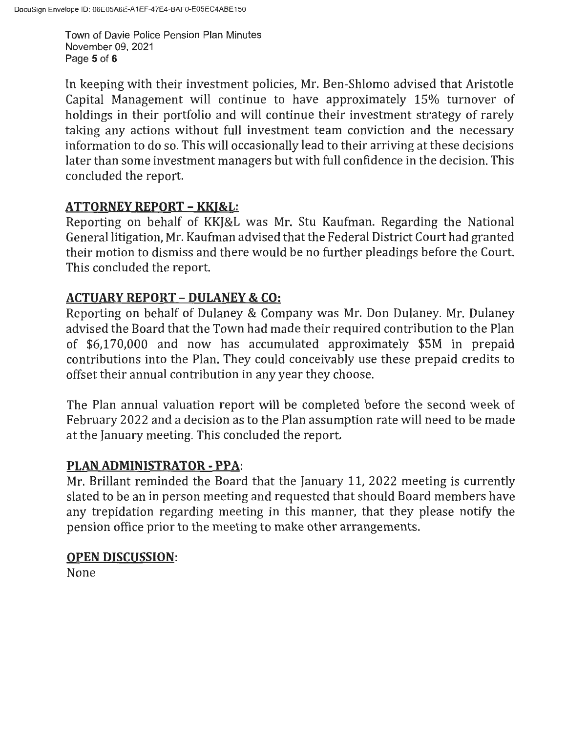In keeping with their investment policies, Mr. Ben-Shlomo advised that Aristotle Capital Management will continue to have approximately 15% turnover of holdings in their portfolio and will continue their investment strategy of rarely taking any actions without full investment team conviction and the necessary information to do so. This will occasionally lead to their arriving at these decisions later than some investment managers but with full confidence in the decision. This concluded the report.

## ATTORNEY REPORT – KKJ&L:

Reporting on behalf of KKJ&L was Mr. Stu Kaufman. Regarding the National General litigation, Mr. Kaufman advised that the Federal District Court had granted their motion to dismiss and there would be no further pleadings before the Court. This concluded the report.

## ACTUARY REPORT – DULANEY & CO:

Reporting on behalf of Dulaney & Company was Mr. Don Dulaney. Mr. Dulaney advised the Board that the Town had made their required contribution to the Plan of $6,170,000 and now has accumulated approximately $5M in prepaid contributions into the Plan. They could conceivably use these prepaid credits to offset their annual contribution in any year they choose.

The Plan annual valuation report will be completed before the second week of February 2022 and a decision as to the Plan assumption rate will need to be made at the January meeting. This concluded the report.

## PLAN ADMINISTRATOR - PPA:

Mr. Brillant reminded the Board that the January 11, 2022 meeting is currently slated to be an in person meeting and requested that should Board members have any trepidation regarding meeting in this manner, that they please notify the pension office prior to the meeting to make other arrangements.

## OPEN DISCUSSION:

None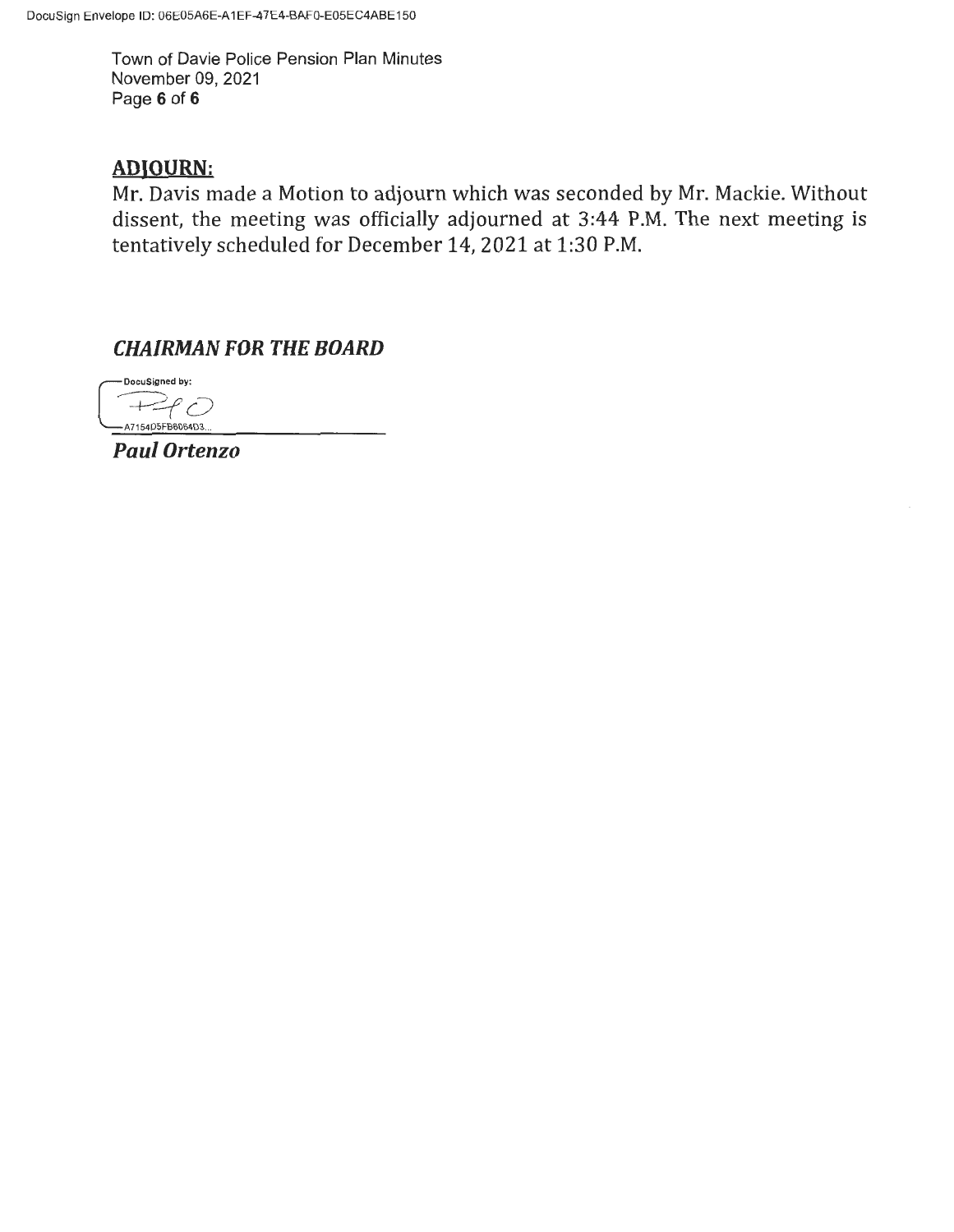## ADJOURN:

Mr. Davis made a Motion to adjourn which was seconded by Mr. Mackie. Without dissent, the meeting was officially adjourned at 3:44 P.M. The next meeting is tentatively scheduled for December 14, 2021 at 1:30 P.M.

***CHAIRMAN FOR THE BOARD***

DocuSigned by:

A7154D5FB6064D3...

***Paul Ortenzo***